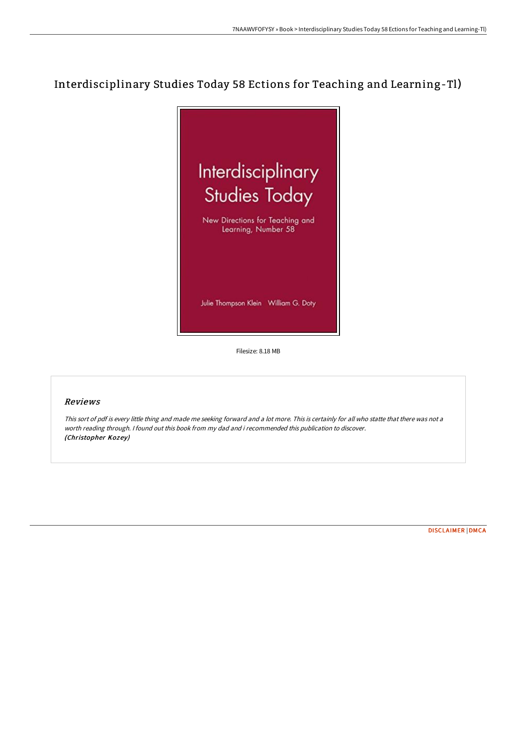# Interdisciplinary Studies Today 58 Ections for Teaching and Learning-Tl)

Interdisciplinary Studies Today

New Directions for Teaching and Learning, Number 58

Julie Thompson Klein William G. Doty

Filesize: 8.18 MB

## *Reviews*

*This sort of pdf is every little thing and made me seeking forward and a lot more. This is certainly for all who statte that there was not a worth reading through. I found out this book from my dad and i recommended this publication to discover.*
***(Christopher Kozey)***

DISCLAIMER | DMCA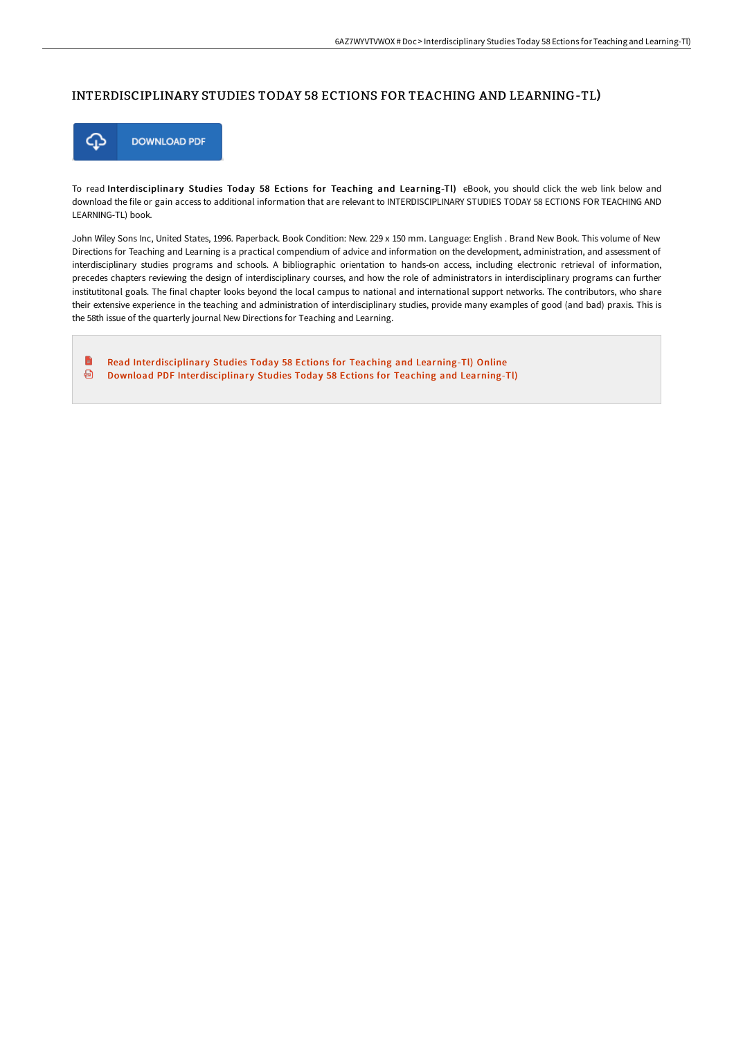# INTERDISCIPLINARY STUDIES TODAY 58 ECTIONS FOR TEACHING AND LEARNING-TL)

DOWNLOAD PDF

To read **Interdisciplinary Studies Today 58 Ections for Teaching and Learning-Tl)** eBook, you should click the web link below and download the file or gain access to additional information that are relevant to INTERDISCIPLINARY STUDIES TODAY 58 ECTIONS FOR TEACHING AND LEARNING-TL) book.

John Wiley Sons Inc, United States, 1996. Paperback. Book Condition: New. 229 x 150 mm. Language: English . Brand New Book. This volume of New Directions for Teaching and Learning is a practical compendium of advice and information on the development, administration, and assessment of interdisciplinary studies programs and schools. A bibliographic orientation to hands-on access, including electronic retrieval of information, precedes chapters reviewing the design of interdisciplinary courses, and how the role of administrators in interdisciplinary programs can further institutitonal goals. The final chapter looks beyond the local campus to national and international support networks. The contributors, who share their extensive experience in the teaching and administration of interdisciplinary studies, provide many examples of good (and bad) praxis. This is the 58th issue of the quarterly journal New Directions for Teaching and Learning.

- Read Interdisciplinary Studies Today 58 Ections for Teaching and Learning-Tl) Online
- Download PDF Interdisciplinary Studies Today 58 Ections for Teaching and Learning-Tl)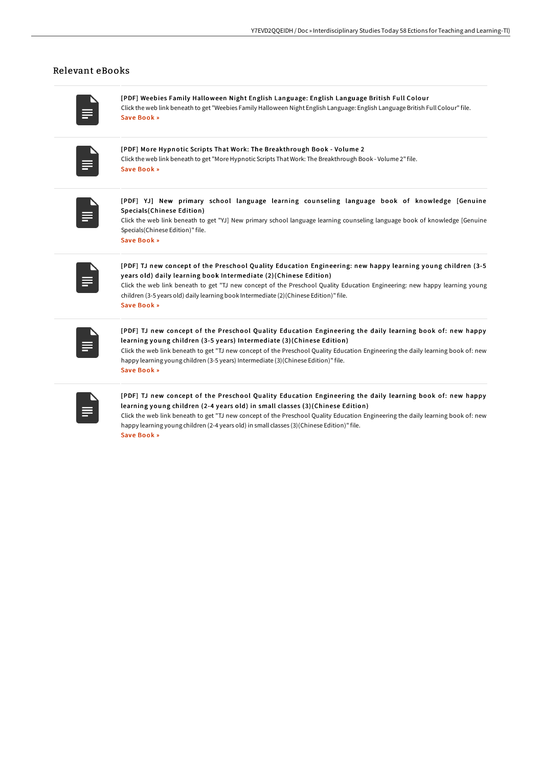## Relevant eBooks

[PDF] Weebies Family Halloween Night English Language: English Language British Full Colour
Click the web link beneath to get "Weebies Family Halloween Night English Language: English Language British Full Colour" file.
Save Book »

[PDF] More Hypnotic Scripts That Work: The Breakthrough Book - Volume 2
Click the web link beneath to get "More Hypnotic Scripts That Work: The Breakthrough Book - Volume 2" file.
Save Book »

[PDF] YJ] New primary school language learning counseling language book of knowledge [Genuine Specials(Chinese Edition)
Click the web link beneath to get "YJ] New primary school language learning counseling language book of knowledge [Genuine Specials(Chinese Edition)" file.
Save Book »

[PDF] TJ new concept of the Preschool Quality Education Engineering: new happy learning young children (3-5 years old) daily learning book Intermediate (2)(Chinese Edition)
Click the web link beneath to get "TJ new concept of the Preschool Quality Education Engineering: new happy learning young children (3-5 years old) daily learning book Intermediate (2)(Chinese Edition)" file.
Save Book »

[PDF] TJ new concept of the Preschool Quality Education Engineering the daily learning book of: new happy learning young children (3-5 years) Intermediate (3)(Chinese Edition)
Click the web link beneath to get "TJ new concept of the Preschool Quality Education Engineering the daily learning book of: new happy learning young children (3-5 years) Intermediate (3)(Chinese Edition)" file.
Save Book »

[PDF] TJ new concept of the Preschool Quality Education Engineering the daily learning book of: new happy learning young children (2-4 years old) in small classes (3)(Chinese Edition)
Click the web link beneath to get "TJ new concept of the Preschool Quality Education Engineering the daily learning book of: new happy learning young children (2-4 years old) in small classes (3)(Chinese Edition)" file.
Save Book »